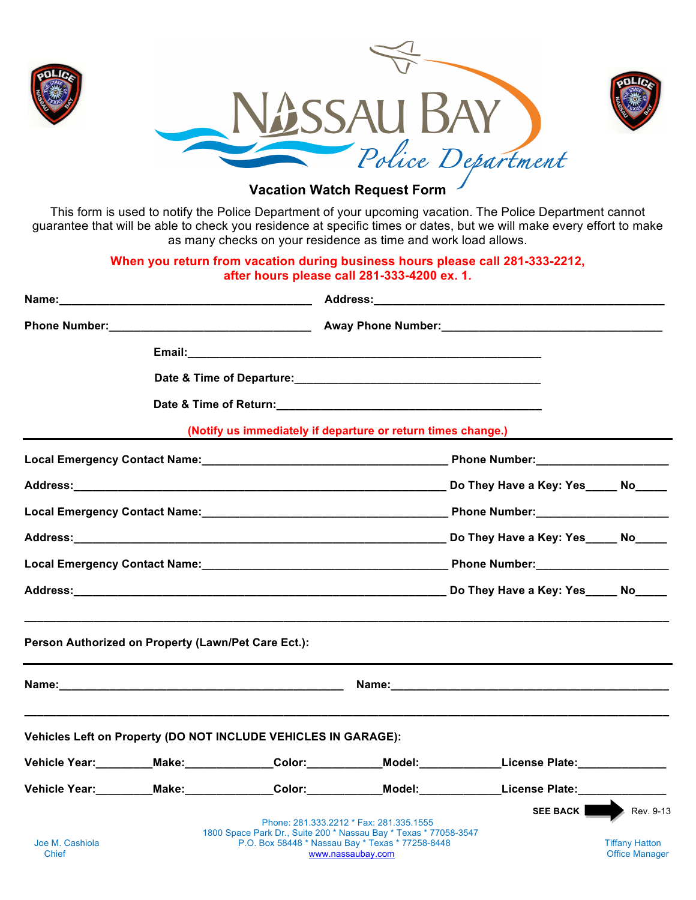# Nassau Bay Police Department

## Vacation Watch Request Form

This form is used to notify the Police Department of your upcoming vacation. The Police Department cannot guarantee that will be able to check you residence at specific times or dates, but we will make every effort to make as many checks on your residence as time and work load allows.

**When you return from vacation during business hours please call 281-333-2212, after hours please call 281-333-4200 ex. 1.**

**Name:**________________________________________ **Address:**_____________________________________________

**Phone Number:**________________________________ **Away Phone Number:**__________________________________

**Email:**________________________________________________________

**Date & Time of Departure:**______________________________________

**Date & Time of Return:**_________________________________________

**(Notify us immediately if departure or return times change.)**

---

**Local Emergency Contact Name:**______________________________________ **Phone Number:**_____________________

**Address:**____________________________________________________________ **Do They Have a Key: Yes**_____ **No**_____

**Local Emergency Contact Name:**______________________________________ **Phone Number:**_____________________

**Address:**____________________________________________________________ **Do They Have a Key: Yes**_____ **No**_____

**Local Emergency Contact Name:**______________________________________ **Phone Number:**_____________________

**Address:**____________________________________________________________ **Do They Have a Key: Yes**_____ **No**_____

---

**Person Authorized on Property (Lawn/Pet Care Ect.):**

---

**Name:**_____________________________________________ **Name:**___________________________________________

---

**Vehicles Left on Property (DO NOT INCLUDE VEHICLES IN GARAGE):**

**Vehicle Year:**_________**Make:**______________**Color:**____________**Model:**_____________**License Plate:**______________

**Vehicle Year:**_________**Make:**______________**Color:**____________**Model:**_____________**License Plate:**______________

**SEE BACK** ➡ Rev. 9-13

Phone: 281.333.2212 * Fax: 281.335.1555
1800 Space Park Dr., Suite 200 * Nassau Bay * Texas * 77058-3547
P.O. Box 58448 * Nassau Bay * Texas * 77258-8448
www.nassaubay.com

Joe M. Cashiola
Chief

Tiffany Hatton
Office Manager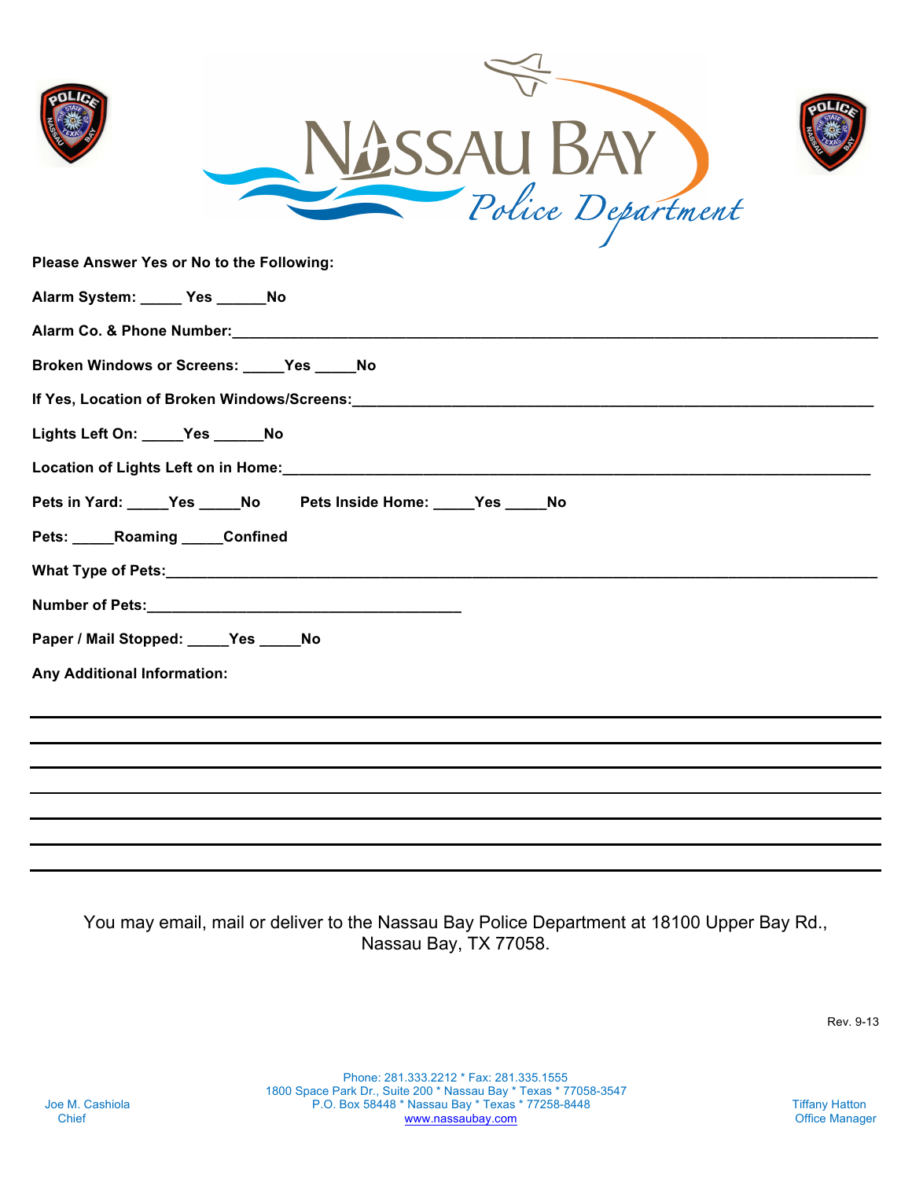# NASSAU BAY *Police Department*

**Please Answer Yes or No to the Following:**

**Alarm System: _____ Yes ______No**

**Alarm Co. & Phone Number:_______________________________________________________________________________**

**Broken Windows or Screens: _____Yes _____No**

**If Yes, Location of Broken Windows/Screens:_________________________________________________________________**

**Lights Left On: _____Yes ______No**

**Location of Lights Left on in Home:_________________________________________________________________________**

**Pets in Yard: _____Yes _____No     Pets Inside Home: _____Yes _____No**

**Pets: _____Roaming _____Confined**

**What Type of Pets:_______________________________________________________________________________________**

**Number of Pets:_______________________________________**

**Paper / Mail Stopped: _____Yes _____No**

**Any Additional Information:**

___________________________________________________________________________________________________________

___________________________________________________________________________________________________________

___________________________________________________________________________________________________________

___________________________________________________________________________________________________________

___________________________________________________________________________________________________________

___________________________________________________________________________________________________________

___________________________________________________________________________________________________________

You may email, mail or deliver to the Nassau Bay Police Department at 18100 Upper Bay Rd., Nassau Bay, TX 77058.

Rev. 9-13

Joe M. Cashiola
Chief

Phone: 281.333.2212 * Fax: 281.335.1555
1800 Space Park Dr., Suite 200 * Nassau Bay * Texas * 77058-3547
P.O. Box 58448 * Nassau Bay * Texas * 77258-8448
www.nassaubay.com

Tiffany Hatton
Office Manager